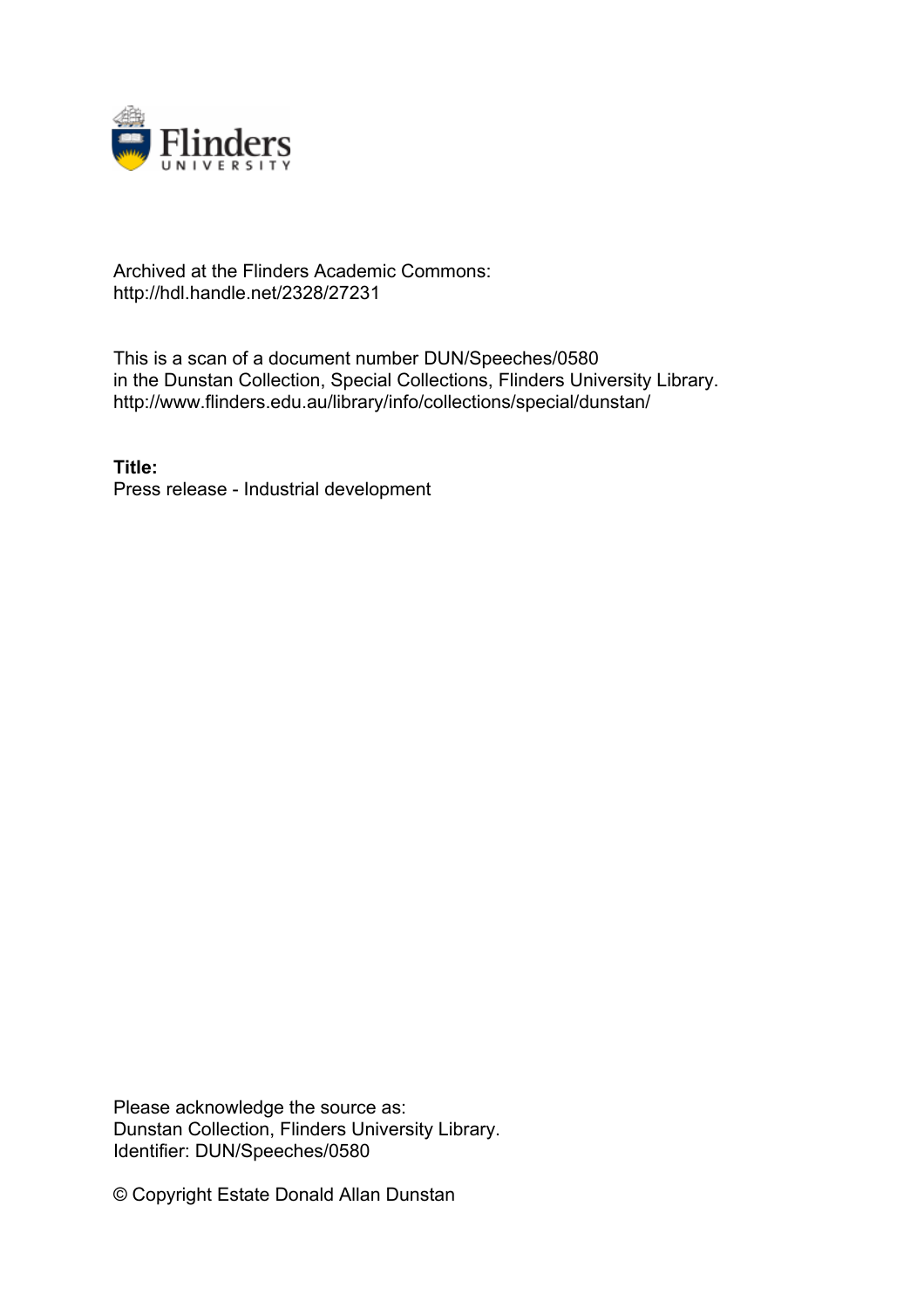Archived at the Flinders Academic Commons:
http://hdl.handle.net/2328/27231

This is a scan of a document number DUN/Speeches/0580
in the Dunstan Collection, Special Collections, Flinders University Library.
http://www.flinders.edu.au/library/info/collections/special/dunstan/

**Title:**
Press release - Industrial development

Please acknowledge the source as:
Dunstan Collection, Flinders University Library.
Identifier: DUN/Speeches/0580

© Copyright Estate Donald Allan Dunstan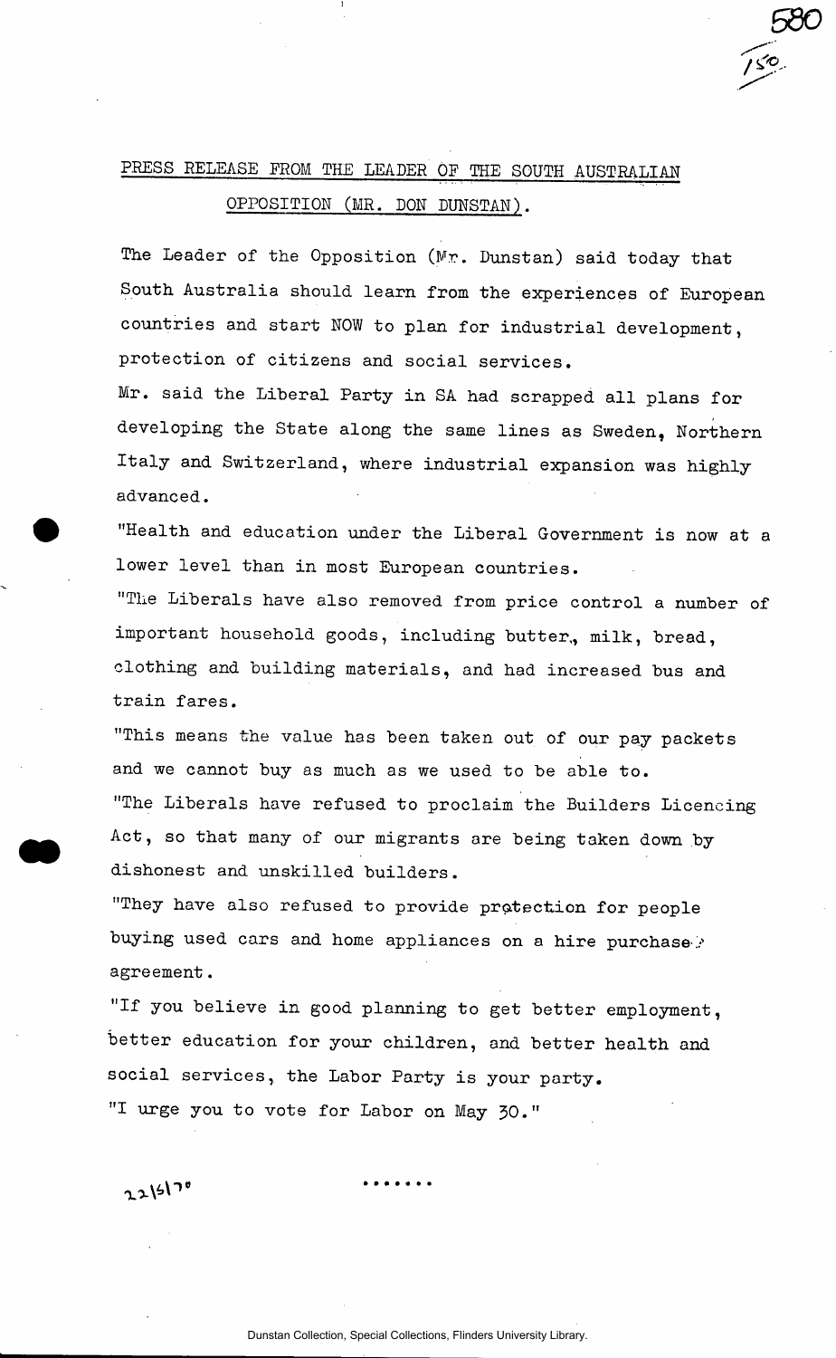PRESS RELEASE FROM THE LEADER OF THE SOUTH AUSTRALIAN OPPOSITION (MR. DON DUNSTAN).

The Leader of the Opposition (Mr. Dunstan) said today that South Australia should learn from the experiences of European countries and start NOW to plan for industrial development, protection of citizens and social services.

Mr. said the Liberal Party in SA had scrapped all plans for developing the State along the same lines as Sweden, Northern Italy and Switzerland, where industrial expansion was highly advanced.

"Health and education under the Liberal Government is now at a lower level than in most European countries.

"The Liberals have also removed from price control a number of important household goods, including butter, milk, bread, clothing and building materials, and had increased bus and train fares.

"This means the value has been taken out of our pay packets and we cannot buy as much as we used to be able to.

"The Liberals have refused to proclaim the Builders Licencing Act, so that many of our migrants are being taken down by dishonest and unskilled builders.

"They have also refused to provide protection for people buying used cars and home appliances on a hire purchase agreement.

"If you believe in good planning to get better employment, better education for your children, and better health and social services, the Labor Party is your party.

"I urge you to vote for Labor on May 30."

22/5/70

.......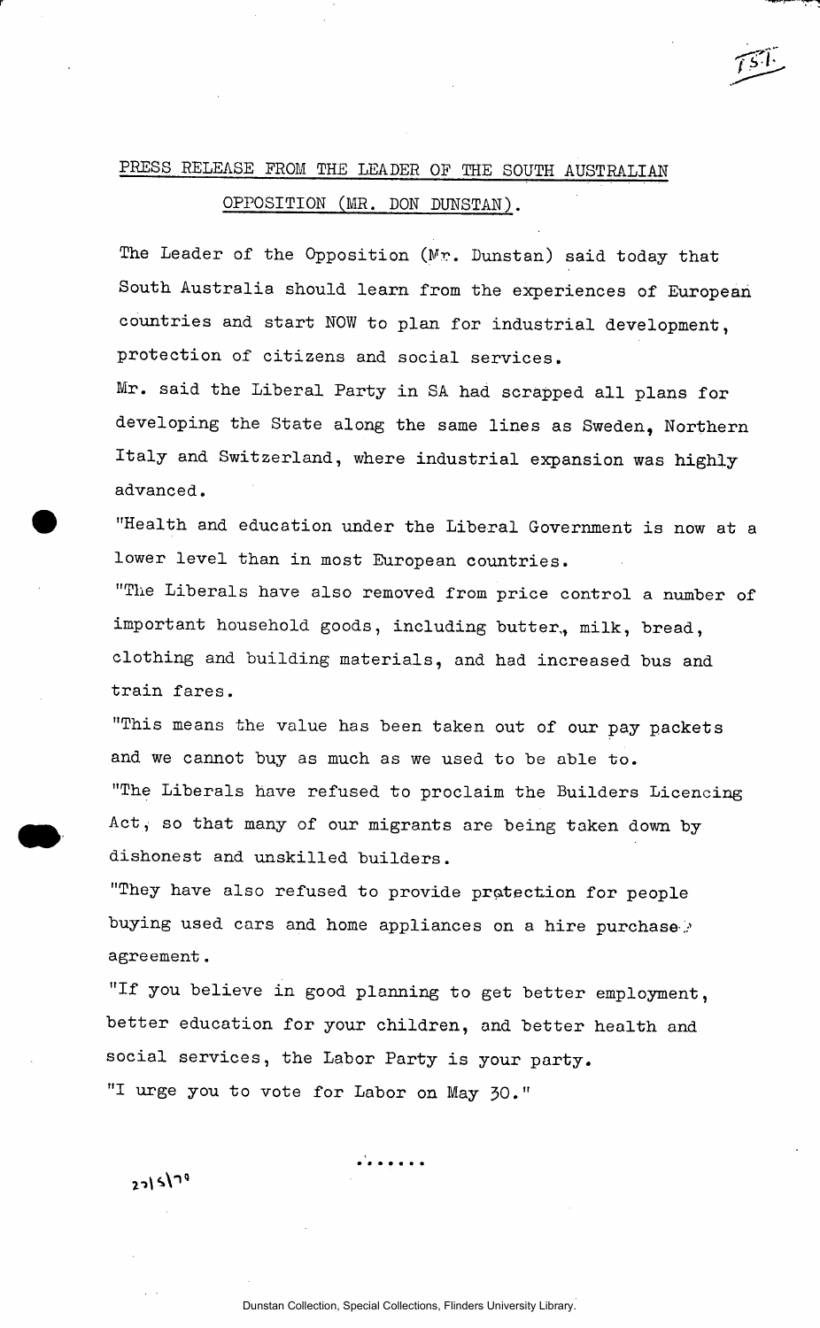PRESS RELEASE FROM THE LEADER OF THE SOUTH AUSTRALIAN OPPOSITION (MR. DON DUNSTAN).

The Leader of the Opposition (Mr. Dunstan) said today that South Australia should learn from the experiences of European countries and start NOW to plan for industrial development, protection of citizens and social services.

Mr. said the Liberal Party in SA had scrapped all plans for developing the State along the same lines as Sweden, Northern Italy and Switzerland, where industrial expansion was highly advanced.

"Health and education under the Liberal Government is now at a lower level than in most European countries.

"The Liberals have also removed from price control a number of important household goods, including butter, milk, bread, clothing and building materials, and had increased bus and train fares.

"This means the value has been taken out of our pay packets and we cannot buy as much as we used to be able to.

"The Liberals have refused to proclaim the Builders Licencing Act, so that many of our migrants are being taken down by dishonest and unskilled builders.

"They have also refused to provide protection for people buying used cars and home appliances on a hire purchase agreement.

"If you believe in good planning to get better employment, better education for your children, and better health and social services, the Labor Party is your party.

"I urge you to vote for Labor on May 30."

.......